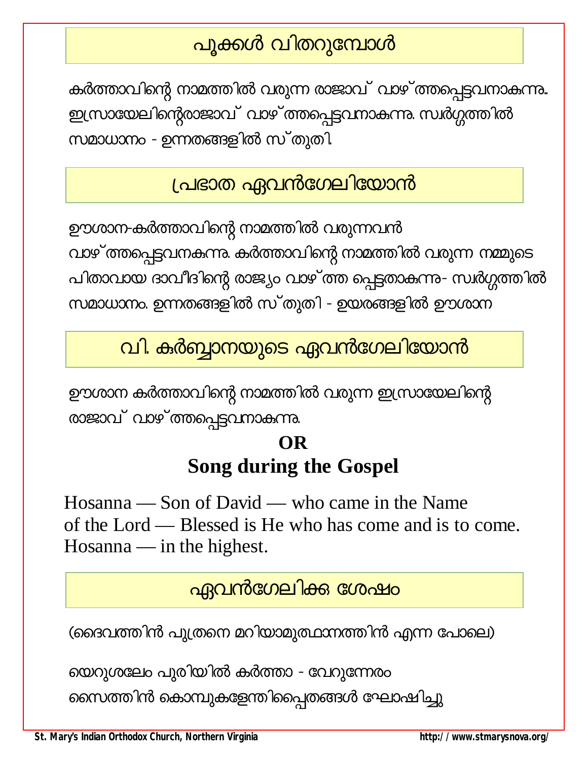## പൂക്കൾ വിതറുമ്പോൾ

കർത്താവിന്റെ നാമത്തിൽ വരുന്ന രാജാവ് വാഴ്ത്തപ്പെട്ടവനാകുന്നു. ഇസ്രായേലിന്റെരാജാവ് വാഴ്ത്തപ്പെട്ടവനാകുന്നു. സ്വർഗ്ഗത്തിൽ സമാധാനം - ഉന്നതങ്ങളിൽ സ്തുതി.

## പ്രഭാത ഏവൻഗേലിയോൻ

ഊശാന-കർത്താവിന്റെ നാമത്തിൽ വരുന്നവൻ വാഴ്ത്തപ്പെട്ടവനകുന്നു. കർത്താവിന്റെ നാമത്തിൽ വരുന്ന നമ്മുടെ പിതാവായ ദാവീദിന്റെ രാജ്യം വാഴ്ത്ത പ്പെട്ടതാകുന്നു- സ്വർഗ്ഗത്തിൽ സമാധാനം. ഉന്നതങ്ങളിൽ സ്തുതി - ഉയരങ്ങളിൽ ഊശാന

## വി. കുർബ്ബാനയുടെ ഏവൻഗേലിയോൻ

ഊശാന കർത്താവിന്റെ നാമത്തിൽ വരുന്ന ഇസ്രായേലിന്റെ രാജാവ് വാഴ്ത്തപ്പെട്ടവനാകുന്നു.

**OR**

**Song during the Gospel**

Hosanna — Son of David — who came in the Name of the Lord — Blessed is He who has come and is to come. Hosanna — in the highest.

## ഏവൻഗേലിക്കു ശേഷം

(ദൈവത്തിൻ പുത്രനെ മറിയാമുത്ഥാനത്തിൻ എന്ന പോലെ)

യെറുശലേം പുരിയിൽ കർത്താ - വേറുന്നേരം
സൈത്തിൻ കൊമ്പുകളേന്തിപ്പൈതങ്ങൾ ഘോഷിച്ചു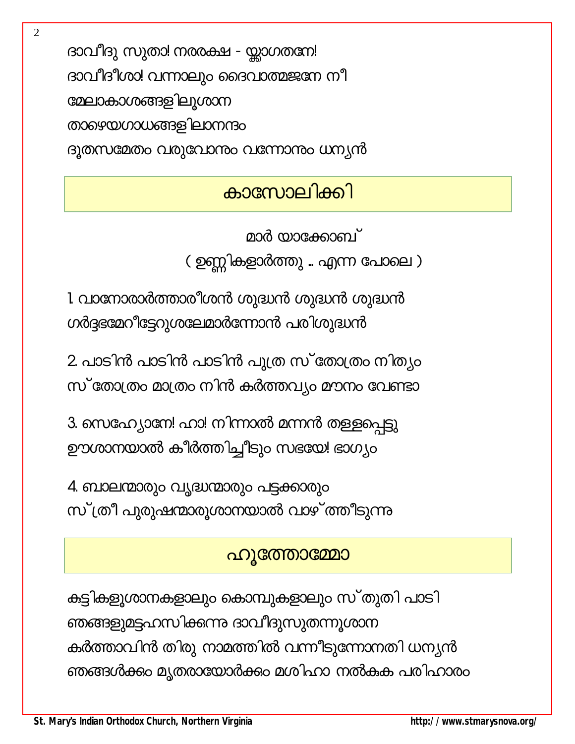ദാവീദു സുതാ! നരരക്ഷ - യ്ക്കാഗതനേ!
ദാവീദീശാ! വന്നാലും ദൈവാത്മജനേ നീ
മേലാകാശങ്ങളിലൂശാന
താഴെയഗാധങ്ങളിലാനന്ദം
ദൂതസമേതം വരുവോനും വന്നോനും ധന്യൻ

## കാസോലിക്കി

മാർ യാക്കോബ്

( ഉണ്ണികളാർത്തു .. എന്ന പോലെ )

1. വാനോരാർത്താരീശൻ ശുദ്ധൻ ശുദ്ധൻ ശുദ്ധൻ
ഗർദ്ദഭമേറീട്ടേറുശലേമാർന്നോൻ പരിശുദ്ധൻ

2. പാടിൻ പാടിൻ പാടിൻ പുത്ര സ്തോത്രം നിത്യം
സ്തോത്രം മാത്രം നിൻ കർത്തവ്യം മൗനം വേണ്ടാ

3. സെഹ്യോനേ! ഹാ! നിന്നാൽ മന്നൻ തള്ളപ്പെട്ടു
ഊശാനയാൽ കീർത്തിച്ചീടും സഭയേ! ഭാഗ്യം

4. ബാലന്മാരും വൃദ്ധന്മാരും പട്ടക്കാരും
സ്ത്രീ പുരുഷന്മാരൂശാനയാൽ വാഴ്ത്തീടുന്നു

## ഹൂത്തോമ്മോ

കുട്ടികളൂശാനകളാലും കൊമ്പുകളാലും സ്തുതി പാടി
ഞങ്ങളുമട്ടഹസിക്കുന്നു ദാവീദുസുതന്നൂശാന
കർത്താവിൻ തിരു നാമത്തിൽ വന്നീടുന്നോനതി ധന്യൻ
ഞങ്ങൾക്കും മൃതരായോർക്കും മശിഹാ നൽകുക പരിഹാരം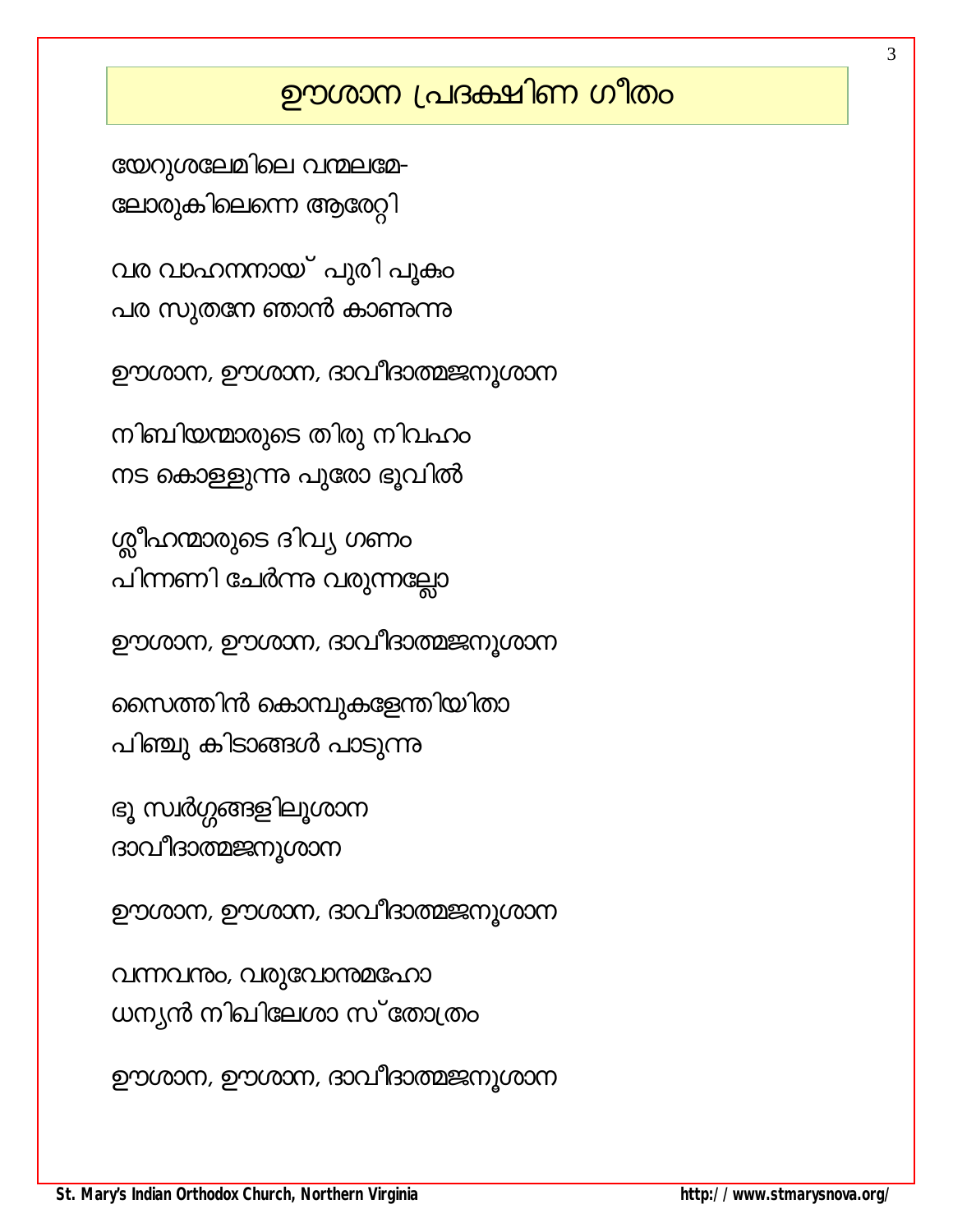# ഊശാന പ്രദക്ഷിണ ഗീതം

യേറുശലേമിലെ വന്മലമേ-
ലോരുകിലെന്നെ ആരേറ്റി

വര വാഹനനായ് പുരി പൂകും
പര സുതനേ ഞാൻ കാണുന്നു

ഊശാന, ഊശാന, ദാവീദാത്മജനൂശാന

നിബിയന്മാരുടെ തിരു നിവഹം
നട കൊള്ളുന്നു പുരോ ഭൂവിൽ

ശ്ലീഹന്മാരുടെ ദിവ്യ ഗണം
പിന്നണി ചേർന്നു വരുന്നല്ലോ

ഊശാന, ഊശാന, ദാവീദാത്മജനൂശാന

സൈത്തിൻ കൊമ്പുകളേന്തിയിതാ
പിഞ്ചു കിടാങ്ങൾ പാടുന്നു

ഭൂ സ്വർഗ്ഗങ്ങളിലൂശാന
ദാവീദാത്മജനൂശാന

ഊശാന, ഊശാന, ദാവീദാത്മജനൂശാന

വന്നവനും, വരുവോനുമഹോ
ധന്യൻ നിഖിലേശാ സ്തോത്രം

ഊശാന, ഊശാന, ദാവീദാത്മജനൂശാന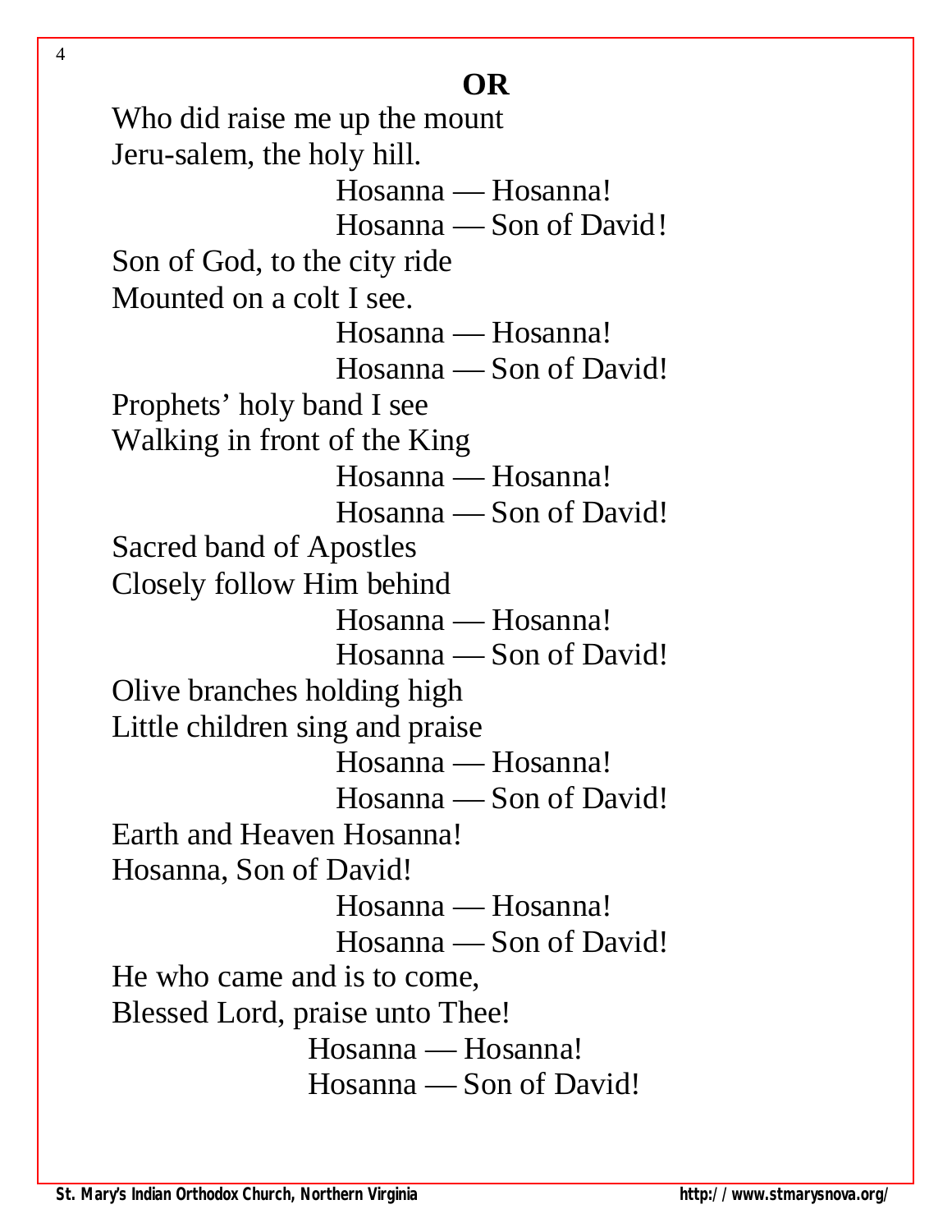**OR**

Who did raise me up the mount
Jeru-salem, the holy hill.

> Hosanna — Hosanna!
> Hosanna — Son of David!

Son of God, to the city ride
Mounted on a colt I see.

> Hosanna — Hosanna!
> Hosanna — Son of David!

Prophets' holy band I see
Walking in front of the King

> Hosanna — Hosanna!
> Hosanna — Son of David!

Sacred band of Apostles
Closely follow Him behind

> Hosanna — Hosanna!
> Hosanna — Son of David!

Olive branches holding high
Little children sing and praise

> Hosanna — Hosanna!
> Hosanna — Son of David!

Earth and Heaven Hosanna!
Hosanna, Son of David!

> Hosanna — Hosanna!
> Hosanna — Son of David!

He who came and is to come,
Blessed Lord, praise unto Thee!

> Hosanna — Hosanna!
> Hosanna — Son of David!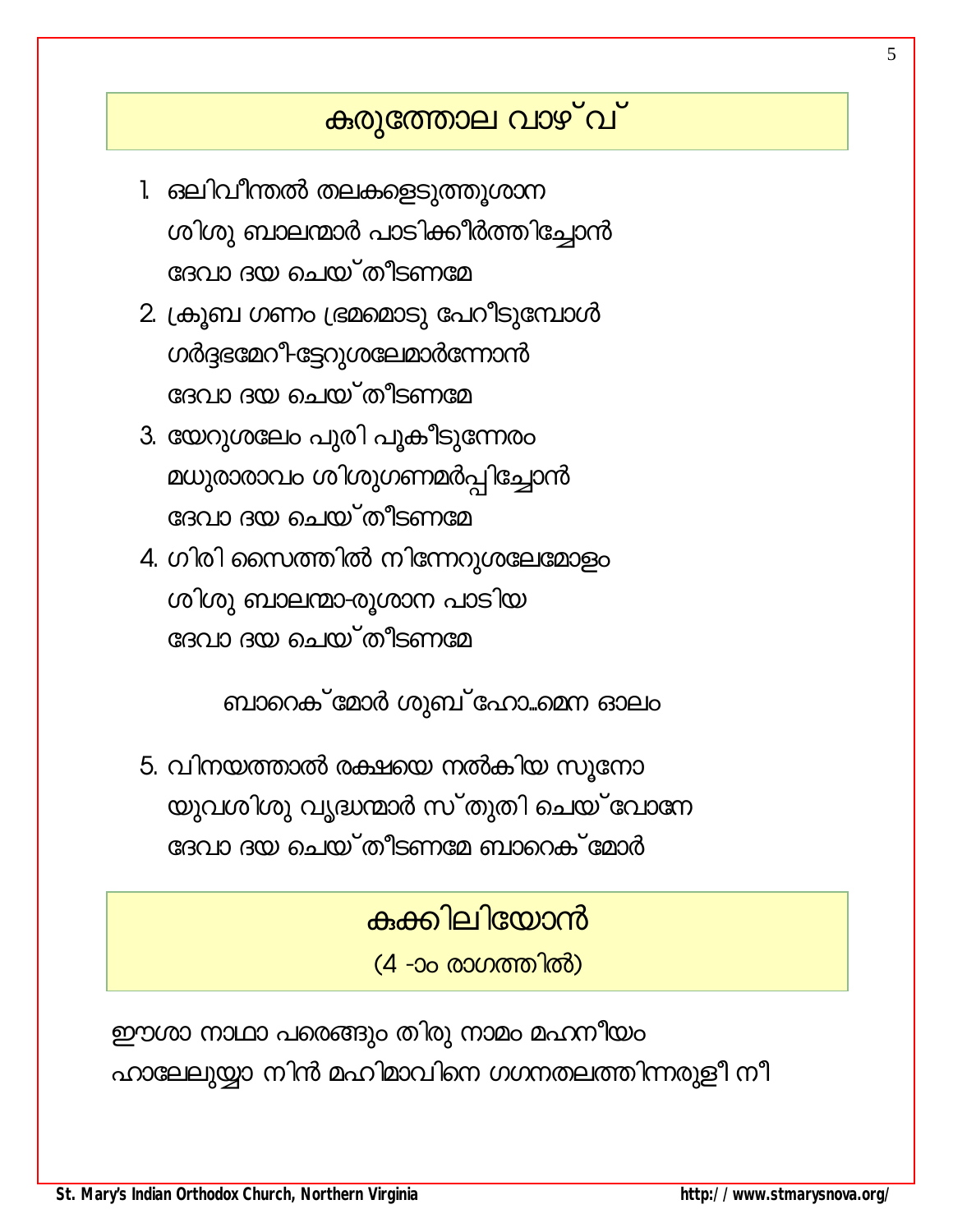## കുരുത്തോല വാഴ്‌വ്

1. ഒലിവീന്തൽ തലകളെടുത്തൂശാന
   ശിശു ബാലന്മാർ പാടിക്കീർത്തിച്ചോൻ
   ദേവാ ദയ ചെയ്തീടണമേ
2. ക്രൂബ ഗണം ഭ്രമമൊടു പേറീടുമ്പോൾ
   ഗർദ്ദഭമേറീ-ട്ടേറുശലേമാർന്നോൻ
   ദേവാ ദയ ചെയ്തീടണമേ
3. യേറുശലേം പുരി പൂകീടുന്നേരം
   മധുരാരാവം ശിശുഗണമർപ്പിച്ചോൻ
   ദേവാ ദയ ചെയ്തീടണമേ
4. ഗിരി സൈത്തിൽ നിന്നേറുശലേമോളം
   ശിശു ബാലന്മാ-രൂശാന പാടിയ
   ദേവാ ദയ ചെയ്തീടണമേ

ബാറെക്മോർ ശുബ്ഹോ...മെന ഓലം

5. വിനയത്താൽ രക്ഷയെ നൽകിയ സൂനോ
   യുവശിശു വൃദ്ധന്മാർ സ്തുതി ചെയ്വോനേ
   ദേവാ ദയ ചെയ്തീടണമേ ബാറെക്മോർ

## കുക്കിലിയോൻ

(4 -ാം രാഗത്തിൽ)

ഈശാ നാഥാ പരെങ്ങും തിരു നാമം മഹനീയം
ഹാലേലുയ്യാ നിൻ മഹിമാവിനെ ഗഗനതലത്തിന്നരുളീ നീ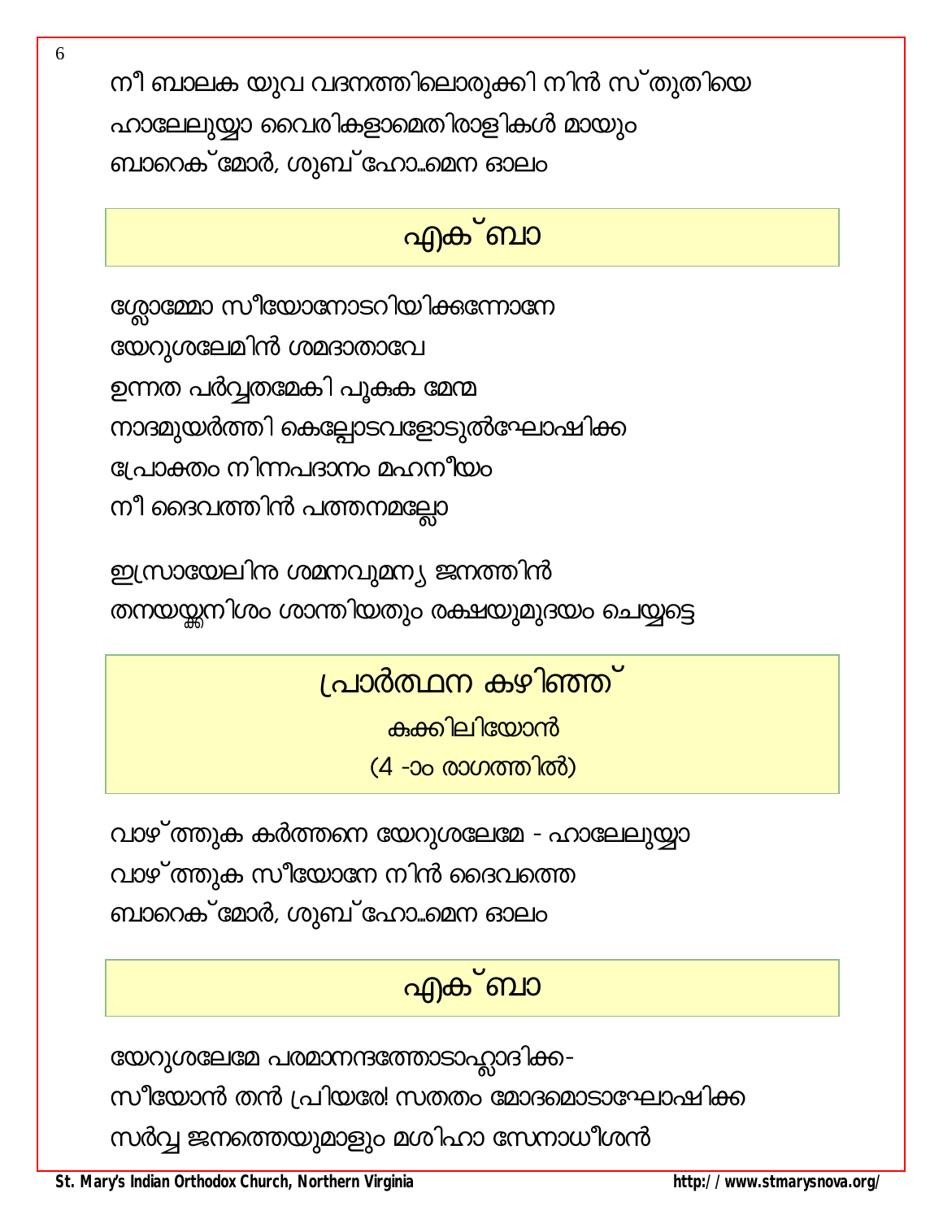നീ ബാലക യുവ വദനത്തിലൊരുക്കി നിൻ സ്തുതിയെ

ഹാലേലുയ്യാ വൈരികളാമെതിരാളികൾ മായും

ബാറെക്മോർ, ശുബ്ഹോ..മെന ഓലം

## എക്ബാ

ശ്ലോമ്മോ സീയോനോടറിയിക്കന്നോനേ

യേറുശലേമിൻ ശമദാതാവേ

ഉന്നത പർവ്വതമേകി പൂകുക മേന്മ

നാദമുയർത്തി കെല്ലോടവളോടുൽഘോഷിക്ക

പ്രോക്തം നിന്നപദാനം മഹനീയം

നീ ദൈവത്തിൻ പത്തനമല്ലോ

ഇസ്രായേലിനു ശമനവുമന്യ ജനത്തിൻ

തനയർക്കനിശം ശാന്തിയതും രക്ഷയുമുദയം ചെയ്യട്ടെ

## പ്രാർത്ഥന കഴിഞ്ഞ്

### കുക്കിലിയോൻ

### (4 -ാം രാഗത്തിൽ)

വാഴ്ത്തുക കർത്തനെ യേറുശലേമേ - ഹാലേലുയ്യാ

വാഴ്ത്തുക സീയോനേ നിൻ ദൈവത്തെ

ബാറെക്മോർ, ശുബ്ഹോ..മെന ഓലം

## എക്ബാ

യേറുശലേമേ പരമാനന്ദത്തോടാഹ്ലാദിക്ക-

സീയോൻ തൻ പ്രിയരേ! സതതം മോദമൊടാഘോഷിക്ക

സർവ്വ ജനത്തെയുമാളും മശിഹാ സേനാധീശൻ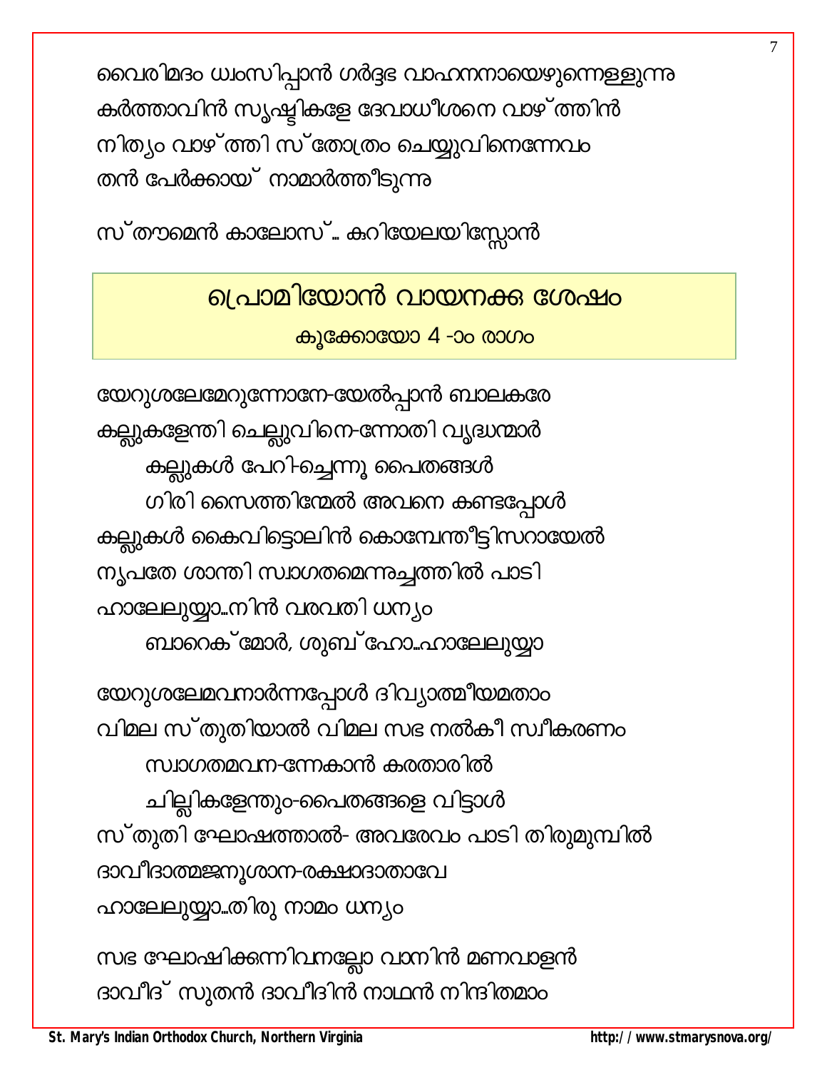വൈരിമദം ധ്വംസിപ്പാൻ ഗർദ്ദഭ വാഹനനായെഴുന്നെള്ളുന്ന
കർത്താവിൻ സൃഷ്ടികളേ ദേവാധീശനെ വാഴ്ത്തിൻ
നിത്യം വാഴ്ത്തി സ്തോത്രം ചെയ്യുവിനെന്നേവം
തൻ പേർക്കായ് നാമാർത്തീടുന്നു

സ്തൗമെൻ കാലോസ്... കുറിയേലയിസ്സോൻ

## പ്രൊമിയോൻ വായനക്ക ശേഷം

### കൂക്കോയോ 4 -ാം രാഗം

യേറുശലേമേറുന്നോനേ-യേൽപ്പാൻ ബാലകരേ
കല്ലുകളേന്തി ചെല്ലുവിനെ-ന്നോതി വൃദ്ധന്മാർ
　　കല്ലുകൾ പേറി-ച്ചെന്നു പൈതങ്ങൾ
　　ഗിരി സൈത്തിന്മേൽ അവനെ കണ്ടപ്പോൾ
കല്ലുകൾ കൈവിട്ടൊലിൻ കൊമ്പേന്തീട്ടിസ്രായേൽ
നൃപതേ ശാന്തി സ്വാഗതമെന്നുച്ചത്തിൽ പാടി
ഹാലേലുയ്യാ...നിൻ വരവതി ധന്യം
　　ബാറെക്മോർ, ശുബ്ഹോ...ഹാലേലുയ്യാ

യേറുശലേമവനാർന്നപ്പോൾ ദിവ്യാത്മീയമതാം
വിമല സ്തുതിയാൽ വിമല സഭ നൽകീ സ്വീകരണം
　　സ്വാഗതമവന-ന്നേകാൻ കരതാരിൽ
　　ചില്ലികളേന്തും-പൈതങ്ങളെ വിട്ടാൾ
സ്തുതി ഘോഷത്താൽ- അവരേവം പാടി തിരുമുമ്പിൽ
ദാവീദാത്മജനൂശാന-രക്ഷാദാതാവേ
ഹാലേലുയ്യാ...തിരു നാമം ധന്യം

സഭ ഘോഷിക്കുന്നിവനല്ലോ വാനിൻ മണവാളൻ
ദാവീദ് സുതൻ ദാവീദിൻ നാഥൻ നിന്ദിതമാം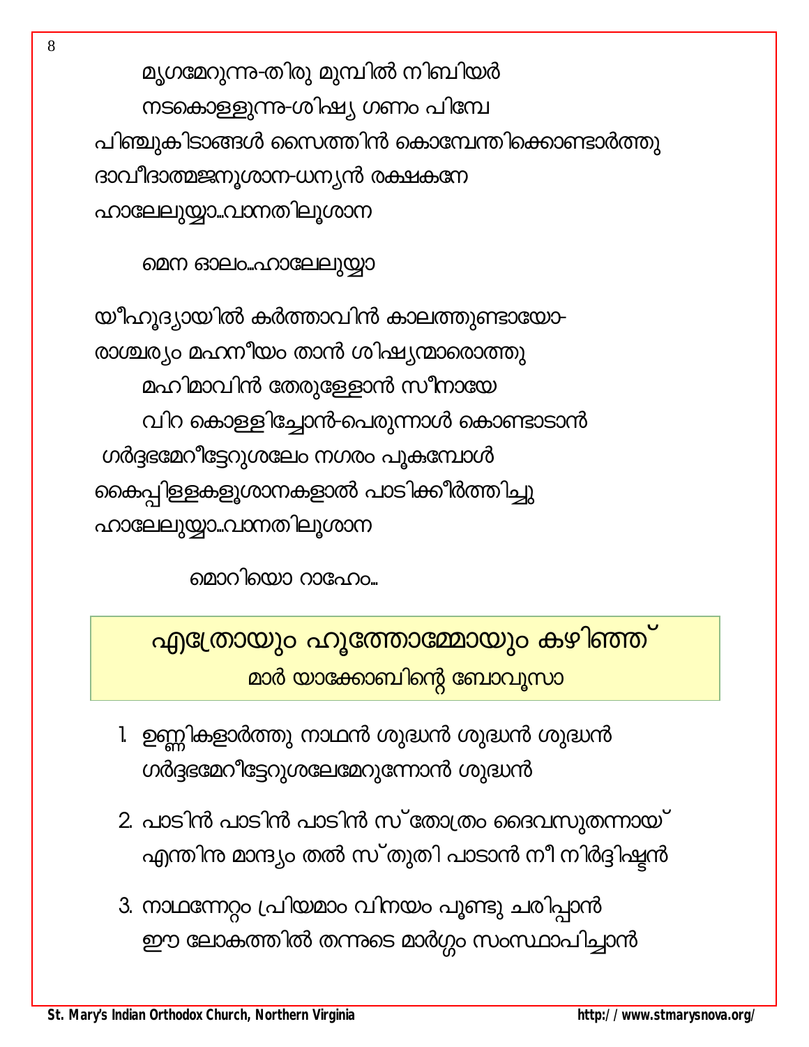മൃഗമേറുന്നു-തിരു മുമ്പിൽ നിബിയർ

നടകൊള്ളുന്നു-ശിഷ്യ ഗണം പിമ്പേ

പിഞ്ചുകിടാങ്ങൾ സൈത്തിൻ കൊമ്പേന്തിക്കൊണ്ടാർത്തു

ദാവീദാത്മജനൂശാന-ധന്യൻ രക്ഷകനേ

ഹാലേലുയ്യാ...വാനതിലൂശാന

മെന ഓലം...ഹാലേലുയ്യാ

യീഹൂദ്യായിൽ കർത്താവിൻ കാലത്തുണ്ടായോ-

രാശ്ചര്യം മഹനീയം താൻ ശിഷ്യന്മാരൊത്തു

മഹിമാവിൻ തേരുള്ളോൻ സീനായേ

വിറ കൊള്ളിച്ചോൻ-പെരുന്നാൾ കൊണ്ടാടാൻ

ഗർദ്ദഭമേറീട്ടേറുശലേം നഗരം പൂകുമ്പോൾ

കൈപ്പിള്ളകളൂശാനകളാൽ പാടിക്കീർത്തിച്ചു

ഹാലേലുയ്യാ...വാനതിലൂശാന

മൊറിയൊ റാഹേം...

## എത്രോയും ഹൂത്തോമ്മോയും കഴിഞ്ഞ്

### മാർ യാക്കോബിന്റെ ബോവൂസാ

1. ഉണ്ണികളാർത്തു നാഥൻ ശുദ്ധൻ ശുദ്ധൻ ശുദ്ധൻ
   ഗർദ്ദഭമേറീട്ടേറുശലേമേറുന്നോൻ ശുദ്ധൻ

2. പാടിൻ പാടിൻ പാടിൻ സ്തോത്രം ദൈവസുതന്നായ്
   എന്തിനു മാന്ദ്യം തൽ സ്തുതി പാടാൻ നീ നിർദ്ദിഷ്ടൻ

3. നാഥന്നേറ്റം പ്രിയമാം വിനയം പൂണ്ടു ചരിപ്പാൻ
   ഈ ലോകത്തിൽ തന്നുടെ മാർഗ്ഗം സംസ്ഥാപിച്ചാൻ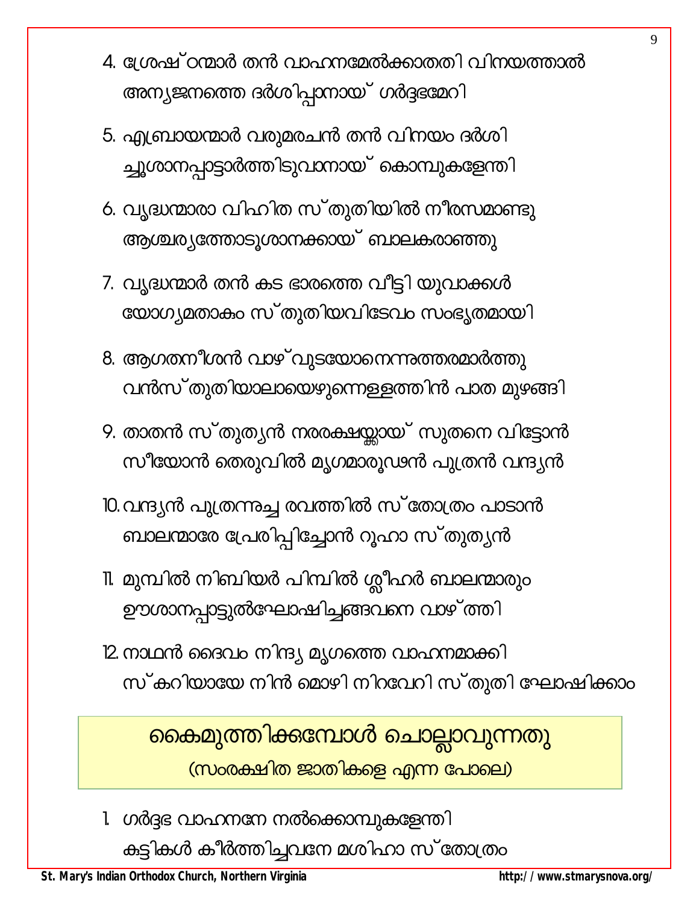4. ശ്രേഷ്ഠന്മാർ തൻ വാഹനമേൽക്കാതതി വിനയത്താൽ
   അന്യജനത്തെ ദർശിപ്പാനായ് ഗർദ്ദഭമേറി

5. എബ്രായന്മാർ വരുമരചൻ തൻ വിനയം ദർശി
   ച്ചൂശാനപ്പാട്ടാർത്തിടുവാനായ് കൊമ്പുകളേന്തി

6. വൃദ്ധന്മാരാ വിഹിത സ്തുതിയിൽ നീരസമാണ്ടു
   ആശ്ചര്യത്തോടൂശാനക്കായ് ബാലകരാഞ്ഞു

7. വൃദ്ധന്മാർ തൻ കട ഭാരത്തെ വീട്ടി യുവാക്കൾ
   യോഗ്യമതാകും സ്തുതിയവിടേവം സംഭൃതമായി

8. ആഗതനീശൻ വാഴ്‌വുടയോനെന്നുത്തരമാർത്തു
   വൻസ്തുതിയാലായെഴുന്നെള്ളത്തിൻ പാത മുഴങ്ങി

9. താതൻ സ്തുത്യൻ നരരക്ഷയ്ക്കായ് സുതനെ വിട്ടോൻ
   സീയോൻ തെരുവിൽ മൃഗമാരൂഢൻ പുത്രൻ വന്ദ്യൻ

10. വന്ദ്യൻ പുത്രനുച്ച രവത്തിൽ സ്തോത്രം പാടാൻ
    ബാലന്മാരേ പ്രേരിപ്പിച്ചോൻ റൂഹാ സ്തുത്യൻ

11. മുമ്പിൽ നിബിയർ പിമ്പിൽ ശ്ലീഹർ ബാലന്മാരും
    ഊശാനപ്പാട്ടുൽഘോഷിച്ചങ്ങവനെ വാഴ്ത്തി

12. നാഥൻ ദൈവം നിന്ദ്യ മൃഗത്തെ വാഹനമാക്കി
    സ്കറിയായേ നിൻ മൊഴി നിറവേറി സ്തുതി ഘോഷിക്കാം

## കൈമുത്തിക്കുമ്പോൾ ചൊല്ലാവുന്നതു

(സംരക്ഷിത ജാതികളെ എന്ന പോലെ)

1. ഗർദ്ദഭ വാഹനനേ നൽക്കൊമ്പുകളേന്തി
   കുട്ടികൾ കീർത്തിച്ചവനേ മശിഹാ സ്തോത്രം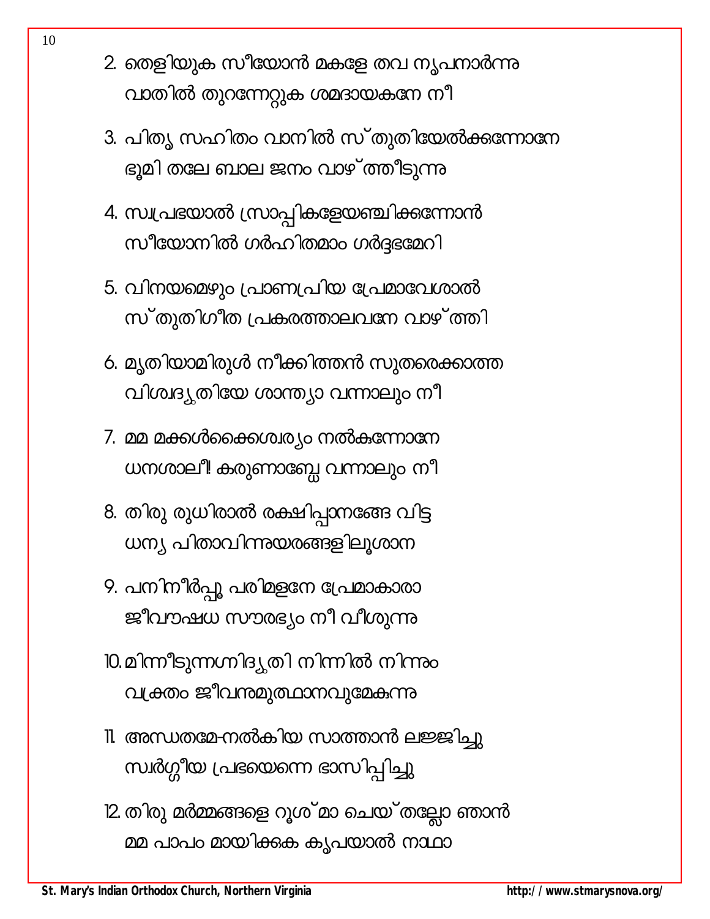2. തെളിയുക സീയോൻ മകളേ തവ നൃപനാർന്നു
   വാതിൽ തുറന്നേറ്റുക ശമദായകനേ നീ

3. പിതൃ സഹിതം വാനിൽ സ്തുതിയേൽക്കുന്നോനേ
   ഭൂമി തലേ ബാല ജനം വാഴ്ത്തീടുന്നു

4. സ്വപ്രഭയാൽ സ്രാപ്പികളേയഞ്ചിക്കുന്നോൻ
   സീയോനിൽ ഗർഹിതമാം ഗർദ്ദഭമേറി

5. വിനയമെഴും പ്രാണപ്രിയ പ്രേമാവേശാൽ
   സ്തുതിഗീത പ്രകരത്താലവനേ വാഴ്ത്തി

6. മൃതിയാമിരുൾ നീക്കിത്തൻ സുതരെക്കാത്ത
   വിശ്വദ്യുതിയേ ശാന്ത്യാ വന്നാലും നീ

7. മമ മക്കൾക്കൈശ്വര്യം നൽകുന്നോനേ
   ധനശാലീ! കരുണാബ്ധേ വന്നാലും നീ

8. തിരു രുധിരാൽ രക്ഷിപ്പാനങ്ങേ വിട്ട
   ധന്യ പിതാവിന്നുയരങ്ങളിലൂശാന

9. പനിനീർപ്പൂ പരിമളനേ പ്രേമാകാരാ
   ജീവൗഷധ സൗരഭ്യം നീ വീശുന്നു

10. മിന്നീടുന്നഗ്നിദ്യുതി നിന്നിൽ നിന്നും
    വക്ത്രം ജീവനമുത്ഥാനവുമേകുന്നു

11. അന്ധതമേ-നൽകിയ സാത്താൻ ലജ്ജിച്ചു
    സ്വർഗ്ഗീയ പ്രഭയെന്നെ ഭാസിപ്പിച്ചു

12. തിരു മർമ്മങ്ങളെ റൂശ്മാ ചെയ്തല്ലോ ഞാൻ
    മമ പാപം മായിക്കുക കൃപയാൽ നാഥാ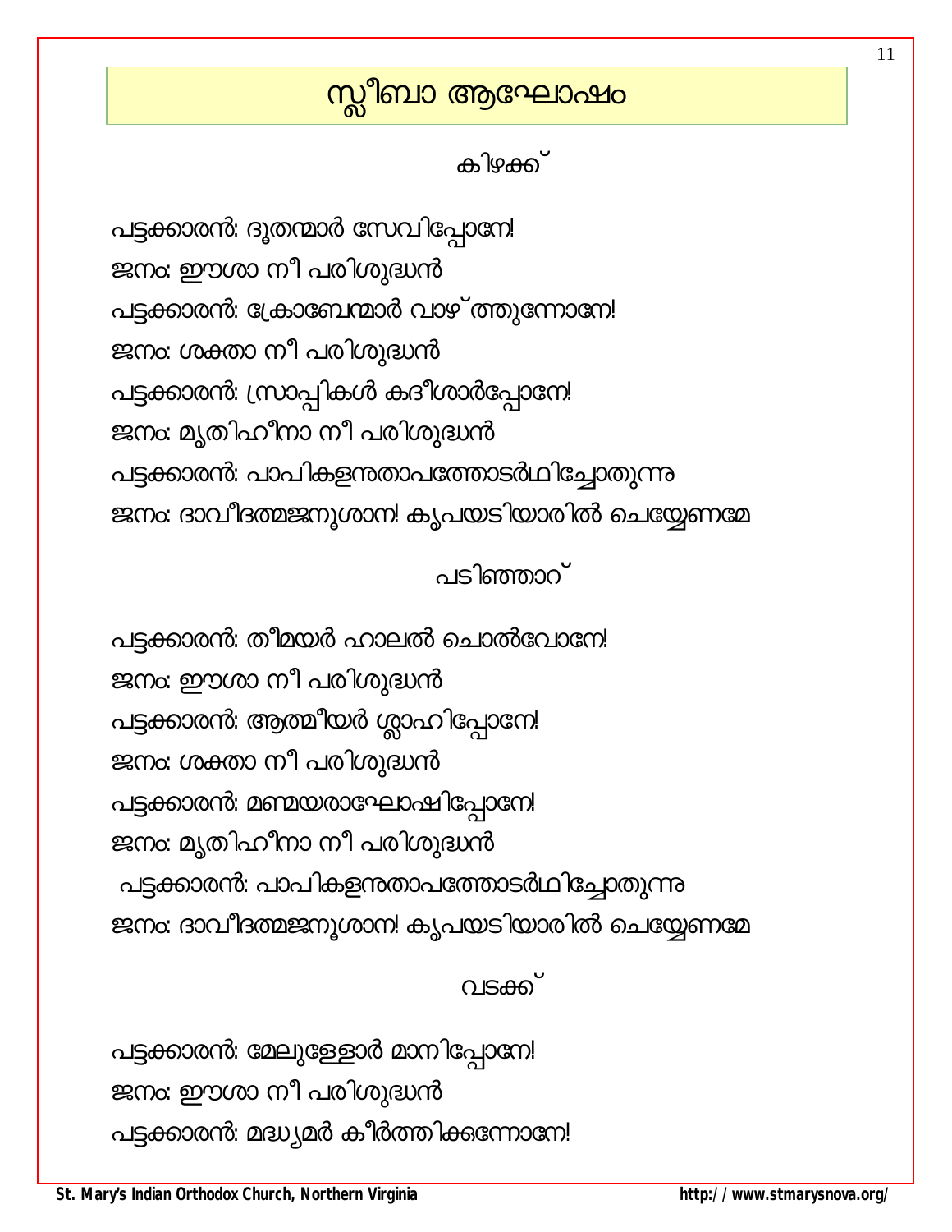# സ്ലീബാ ആഘോഷം

## കിഴക്ക്

പട്ടക്കാരൻ: ദൂതന്മാർ സേവിപ്പോനേ!

ജനം: ഈശാ നീ പരിശുദ്ധൻ

പട്ടക്കാരൻ: ക്രോബേന്മാർ വാഴ്ത്തുന്നോനേ!

ജനം: ശക്താ നീ പരിശുദ്ധൻ

പട്ടക്കാരൻ: സ്രാപ്പികൾ കദീശാർപ്പോനേ!

ജനം: മൃതിഹീനാ നീ പരിശുദ്ധൻ

പട്ടക്കാരൻ: പാപികളനുതാപത്തോടർത്ഥിച്ചോതുന്നു

ജനം: ദാവീദത്മജനൂശാന! കൃപയടിയാരിൽ ചെയ്യേണമേ

## പടിഞ്ഞാറ്

പട്ടക്കാരൻ: തീമയർ ഹാലൽ ചൊൽവോനേ!

ജനം: ഈശാ നീ പരിശുദ്ധൻ

പട്ടക്കാരൻ: ആത്മീയർ ശ്ലാഹിപ്പോനേ!

ജനം: ശക്താ നീ പരിശുദ്ധൻ

പട്ടക്കാരൻ: മണ്മയരാഘോഷിപ്പോനേ!

ജനം: മൃതിഹീനാ നീ പരിശുദ്ധൻ

പട്ടക്കാരൻ: പാപികളനുതാപത്തോടർത്ഥിച്ചോതുന്നു

ജനം: ദാവീദത്മജനൂശാന! കൃപയടിയാരിൽ ചെയ്യേണമേ

## വടക്ക്

പട്ടക്കാരൻ: മേലുള്ളോർ മാനിപ്പോനേ!

ജനം: ഈശാ നീ പരിശുദ്ധൻ

പട്ടക്കാരൻ: മദ്ധ്യമർ കീർത്തിക്കന്നോനേ!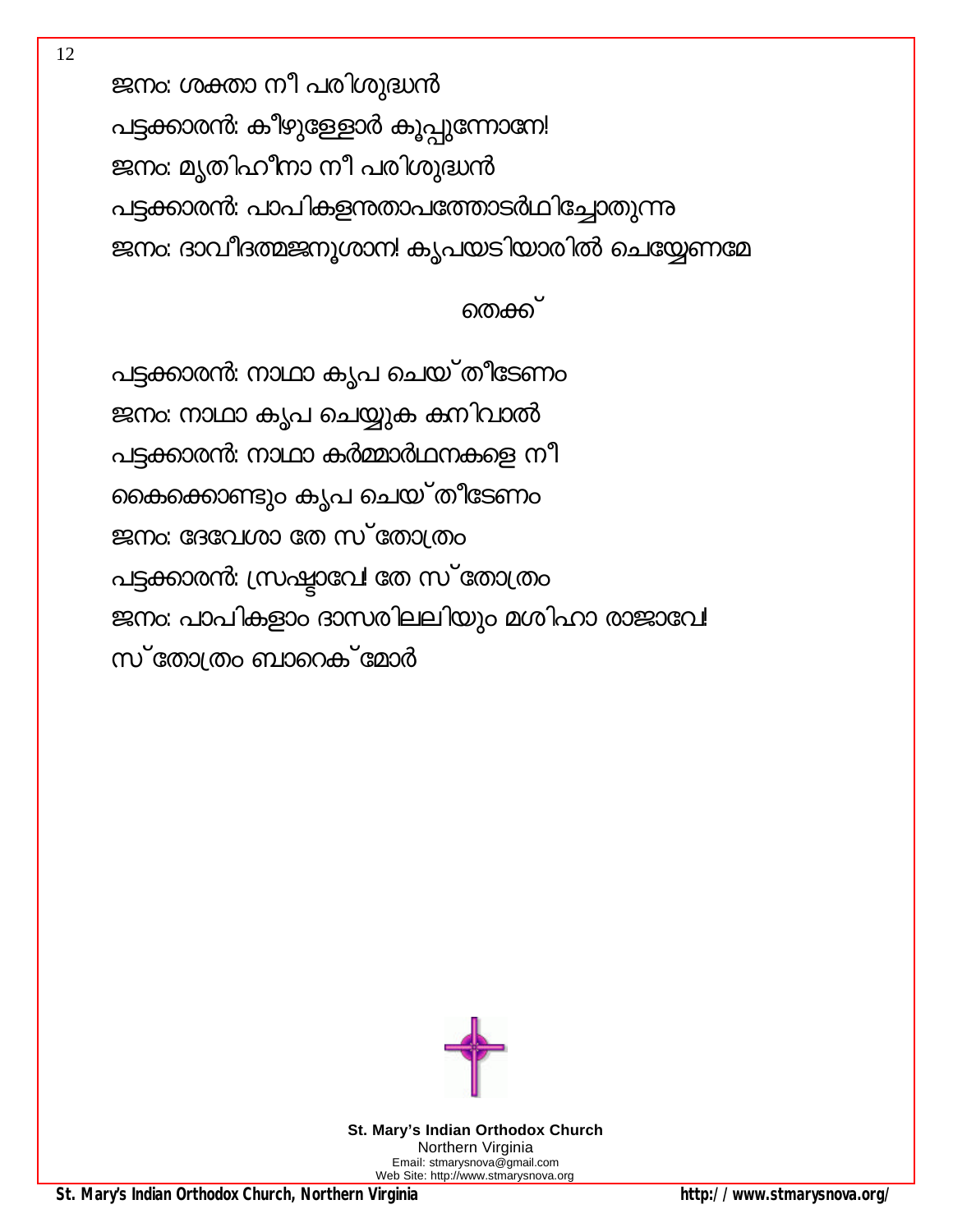ജനം: ശക്താ നീ പരിശുദ്ധൻ

പട്ടക്കാരൻ: കീഴുള്ളോർ കൂപ്പുന്നോനേ!

ജനം: മൃതിഹീനാ നീ പരിശുദ്ധൻ

പട്ടക്കാരൻ: പാപികളനുതാപത്തോടർഥിച്ചോതുന്നു

ജനം: ദാവീദാത്മജനുശാന! കൃപയടിയാരിൽ ചെയ്യേണമേ

തെക്ക്

പട്ടക്കാരൻ: നാഥാ കൃപ ചെയ്തീടേണം

ജനം: നാഥാ കൃപ ചെയ്യുക കനിവാൽ

പട്ടക്കാരൻ: നാഥാ കർമ്മാർഥനകളെ നീ

കൈക്കൊണ്ടും കൃപ ചെയ്തീടേണം

ജനം: ദേവേശാ തേ സ്തോത്രം

പട്ടക്കാരൻ: സ്രഷ്ടാവേ! തേ സ്തോത്രം

ജനം: പാപികളാം ദാസരിലലിയും മശിഹാ രാജാവേ!

സ്തോത്രം ബാറെക്മോർ

St. Mary's Indian Orthodox Church
Northern Virginia
Email: stmarysnova@gmail.com
Web Site: http://www.stmarysnova.org